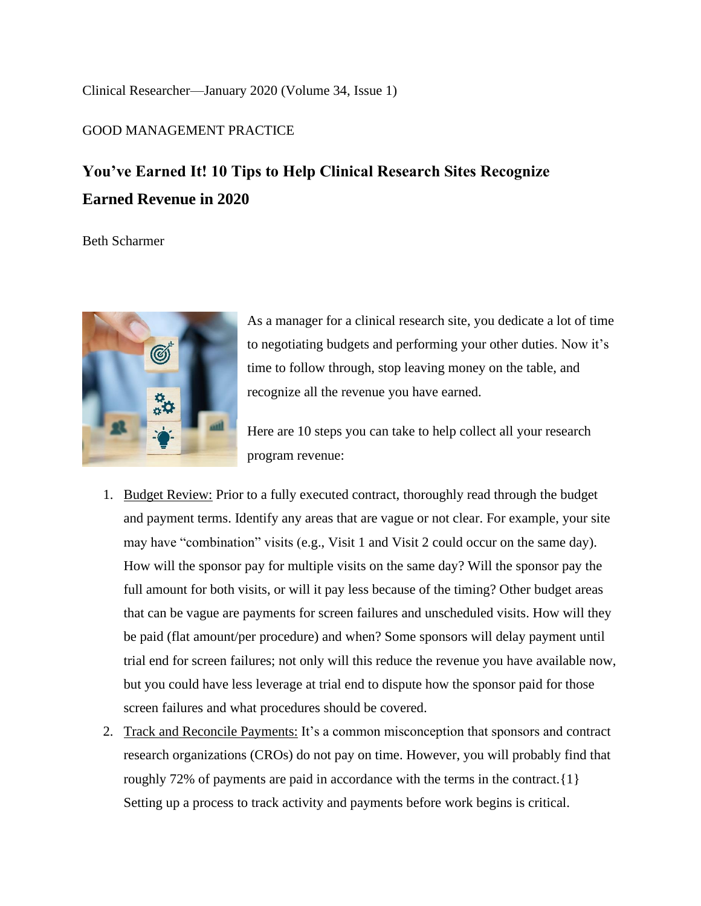Clinical Researcher—January 2020 (Volume 34, Issue 1)

GOOD MANAGEMENT PRACTICE

# You've Earned It! 10 Tips to Help Clinical Research Sites Recognize Earned Revenue in 2020

Beth Scharmer

As a manager for a clinical research site, you dedicate a lot of time to negotiating budgets and performing your other duties. Now it's time to follow through, stop leaving money on the table, and recognize all the revenue you have earned.

Here are 10 steps you can take to help collect all your research program revenue:

1. Budget Review: Prior to a fully executed contract, thoroughly read through the budget and payment terms. Identify any areas that are vague or not clear. For example, your site may have "combination" visits (e.g., Visit 1 and Visit 2 could occur on the same day). How will the sponsor pay for multiple visits on the same day? Will the sponsor pay the full amount for both visits, or will it pay less because of the timing? Other budget areas that can be vague are payments for screen failures and unscheduled visits. How will they be paid (flat amount/per procedure) and when? Some sponsors will delay payment until trial end for screen failures; not only will this reduce the revenue you have available now, but you could have less leverage at trial end to dispute how the sponsor paid for those screen failures and what procedures should be covered.
2. Track and Reconcile Payments: It's a common misconception that sponsors and contract research organizations (CROs) do not pay on time. However, you will probably find that roughly 72% of payments are paid in accordance with the terms in the contract.{1} Setting up a process to track activity and payments before work begins is critical.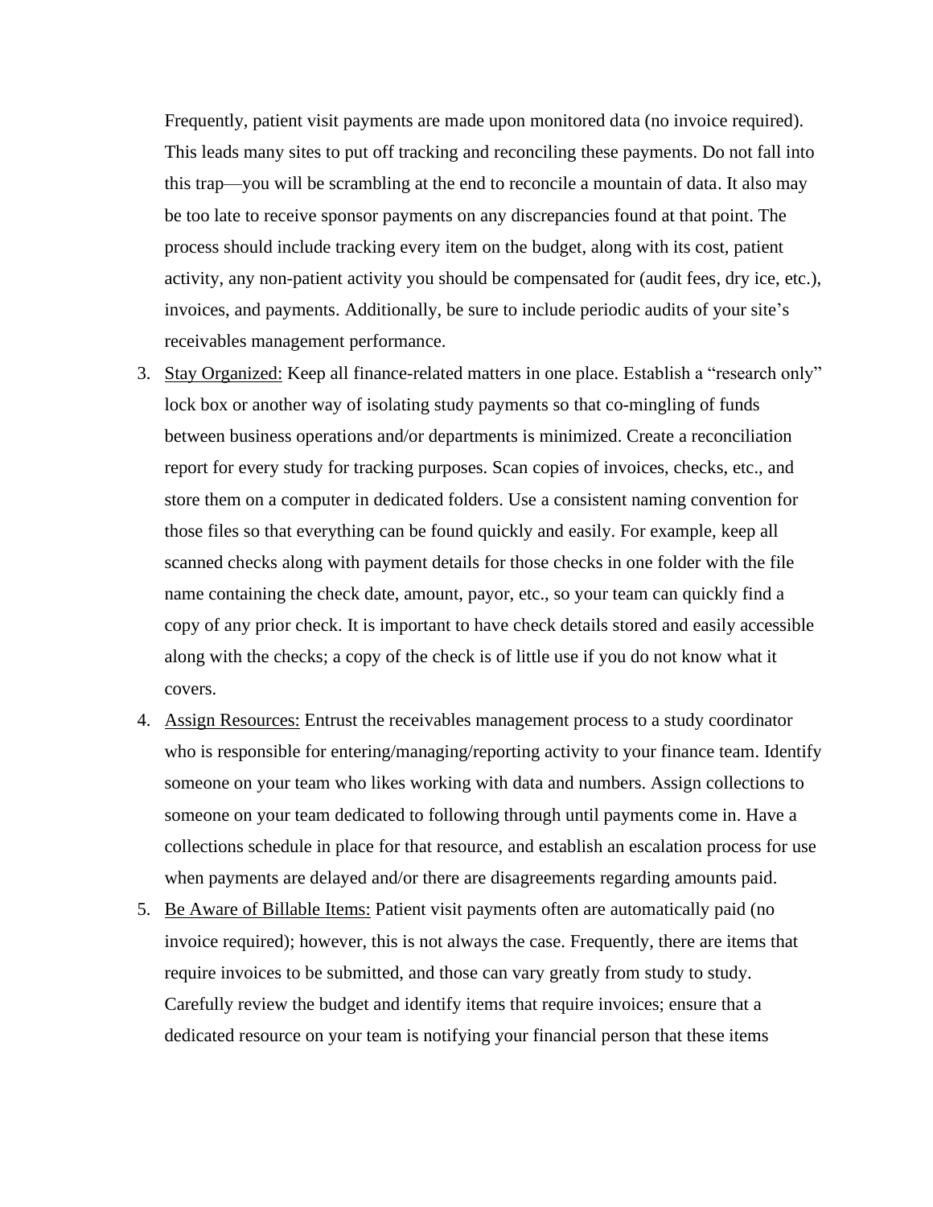Frequently, patient visit payments are made upon monitored data (no invoice required). This leads many sites to put off tracking and reconciling these payments. Do not fall into this trap—you will be scrambling at the end to reconcile a mountain of data. It also may be too late to receive sponsor payments on any discrepancies found at that point. The process should include tracking every item on the budget, along with its cost, patient activity, any non-patient activity you should be compensated for (audit fees, dry ice, etc.), invoices, and payments. Additionally, be sure to include periodic audits of your site's receivables management performance.

3. <u>Stay Organized:</u> Keep all finance-related matters in one place. Establish a "research only" lock box or another way of isolating study payments so that co-mingling of funds between business operations and/or departments is minimized. Create a reconciliation report for every study for tracking purposes. Scan copies of invoices, checks, etc., and store them on a computer in dedicated folders. Use a consistent naming convention for those files so that everything can be found quickly and easily. For example, keep all scanned checks along with payment details for those checks in one folder with the file name containing the check date, amount, payor, etc., so your team can quickly find a copy of any prior check. It is important to have check details stored and easily accessible along with the checks; a copy of the check is of little use if you do not know what it covers.
4. <u>Assign Resources:</u> Entrust the receivables management process to a study coordinator who is responsible for entering/managing/reporting activity to your finance team. Identify someone on your team who likes working with data and numbers. Assign collections to someone on your team dedicated to following through until payments come in. Have a collections schedule in place for that resource, and establish an escalation process for use when payments are delayed and/or there are disagreements regarding amounts paid.
5. <u>Be Aware of Billable Items:</u> Patient visit payments often are automatically paid (no invoice required); however, this is not always the case. Frequently, there are items that require invoices to be submitted, and those can vary greatly from study to study. Carefully review the budget and identify items that require invoices; ensure that a dedicated resource on your team is notifying your financial person that these items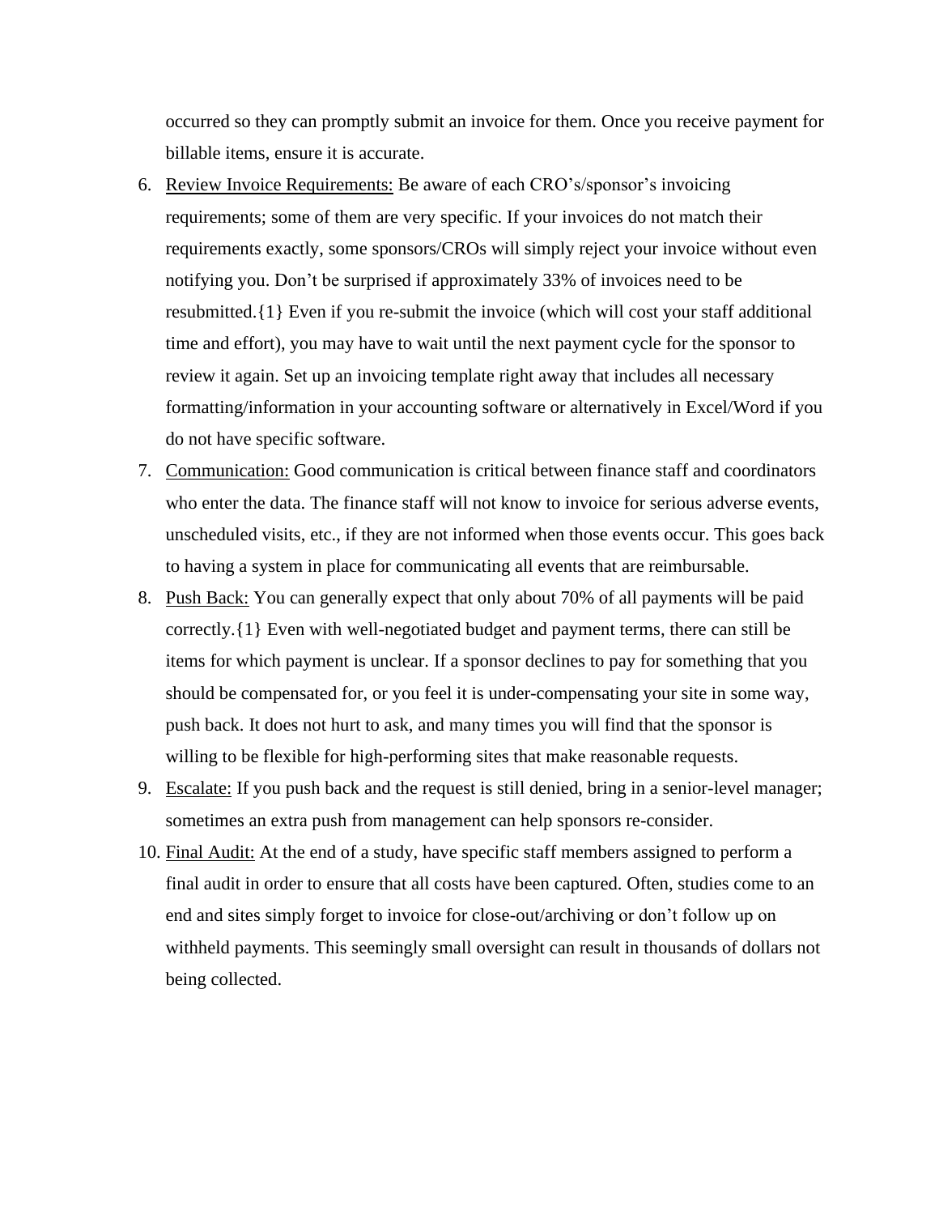occurred so they can promptly submit an invoice for them. Once you receive payment for billable items, ensure it is accurate.

6. Review Invoice Requirements: Be aware of each CRO's/sponsor's invoicing requirements; some of them are very specific. If your invoices do not match their requirements exactly, some sponsors/CROs will simply reject your invoice without even notifying you. Don't be surprised if approximately 33% of invoices need to be resubmitted.{1} Even if you re-submit the invoice (which will cost your staff additional time and effort), you may have to wait until the next payment cycle for the sponsor to review it again. Set up an invoicing template right away that includes all necessary formatting/information in your accounting software or alternatively in Excel/Word if you do not have specific software.
7. Communication: Good communication is critical between finance staff and coordinators who enter the data. The finance staff will not know to invoice for serious adverse events, unscheduled visits, etc., if they are not informed when those events occur. This goes back to having a system in place for communicating all events that are reimbursable.
8. Push Back: You can generally expect that only about 70% of all payments will be paid correctly.{1} Even with well-negotiated budget and payment terms, there can still be items for which payment is unclear. If a sponsor declines to pay for something that you should be compensated for, or you feel it is under-compensating your site in some way, push back. It does not hurt to ask, and many times you will find that the sponsor is willing to be flexible for high-performing sites that make reasonable requests.
9. Escalate: If you push back and the request is still denied, bring in a senior-level manager; sometimes an extra push from management can help sponsors re-consider.
10. Final Audit: At the end of a study, have specific staff members assigned to perform a final audit in order to ensure that all costs have been captured. Often, studies come to an end and sites simply forget to invoice for close-out/archiving or don't follow up on withheld payments. This seemingly small oversight can result in thousands of dollars not being collected.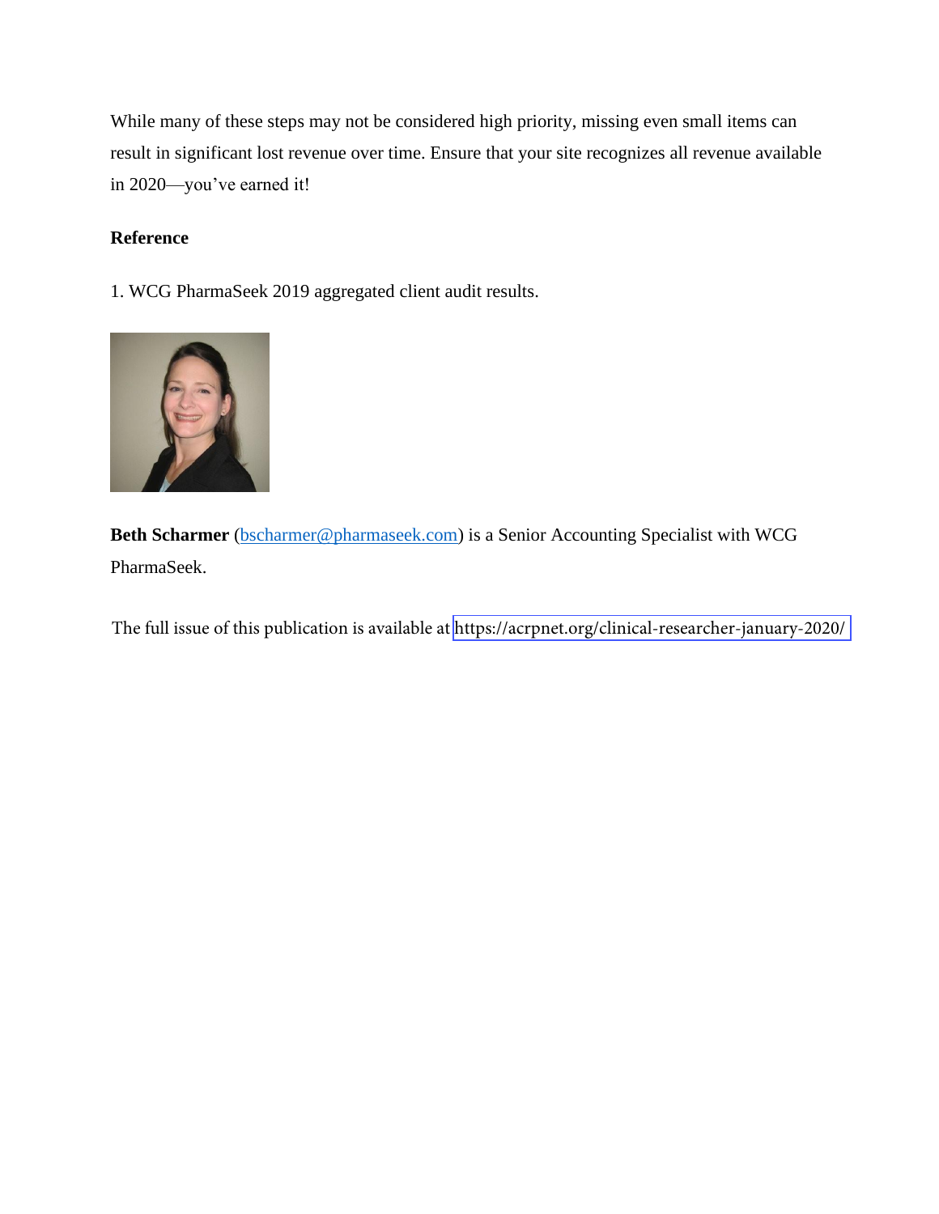While many of these steps may not be considered high priority, missing even small items can result in significant lost revenue over time. Ensure that your site recognizes all revenue available in 2020—you've earned it!

**Reference**

1. WCG PharmaSeek 2019 aggregated client audit results.

**Beth Scharmer** (bscharmer@pharmaseek.com) is a Senior Accounting Specialist with WCG PharmaSeek.

The full issue of this publication is available at https://acrpnet.org/clinical-researcher-january-2020/